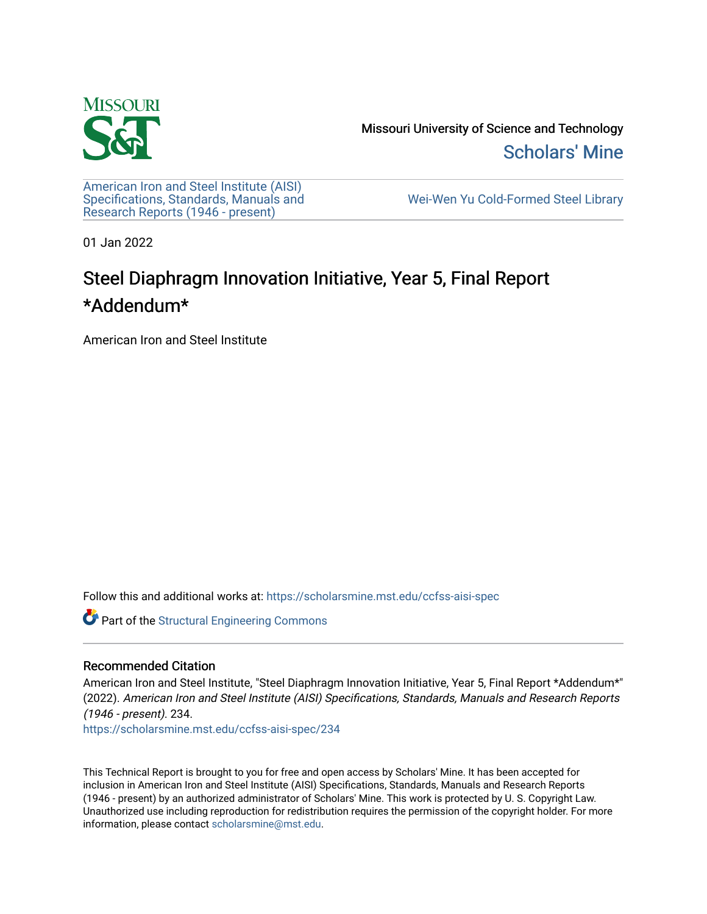Missouri University of Science and Technology

Scholars' Mine

American Iron and Steel Institute (AISI) Specifications, Standards, Manuals and Research Reports (1946 - present)

Wei-Wen Yu Cold-Formed Steel Library

01 Jan 2022

# Steel Diaphragm Innovation Initiative, Year 5, Final Report *Addendum*

American Iron and Steel Institute

Follow this and additional works at: https://scholarsmine.mst.edu/ccfss-aisi-spec

Part of the Structural Engineering Commons

## Recommended Citation

American Iron and Steel Institute, "Steel Diaphragm Innovation Initiative, Year 5, Final Report *Addendum*" (2022). *American Iron and Steel Institute (AISI) Specifications, Standards, Manuals and Research Reports (1946 - present)*. 234.
https://scholarsmine.mst.edu/ccfss-aisi-spec/234

This Technical Report is brought to you for free and open access by Scholars' Mine. It has been accepted for inclusion in American Iron and Steel Institute (AISI) Specifications, Standards, Manuals and Research Reports (1946 - present) by an authorized administrator of Scholars' Mine. This work is protected by U. S. Copyright Law. Unauthorized use including reproduction for redistribution requires the permission of the copyright holder. For more information, please contact scholarsmine@mst.edu.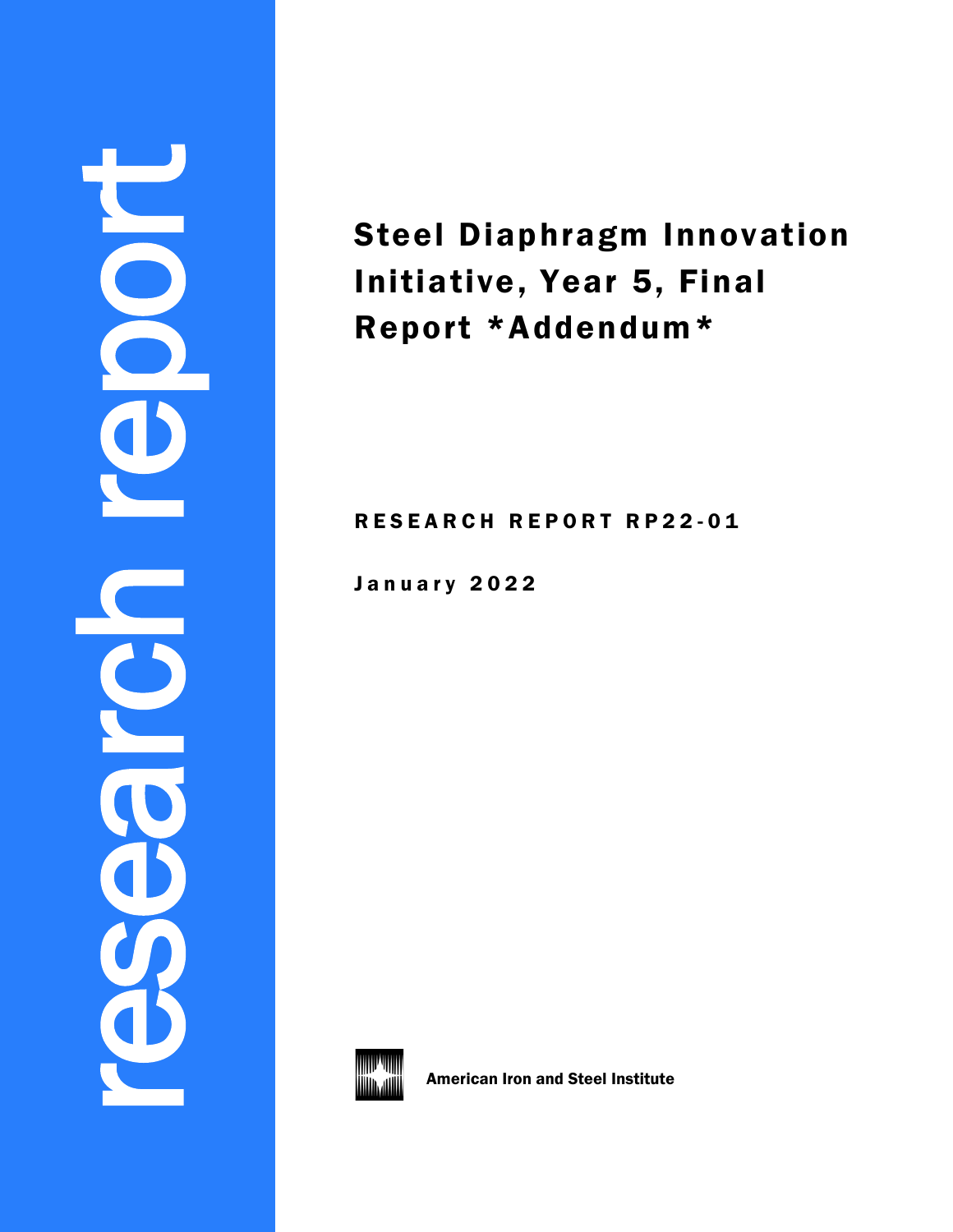research report

# Steel Diaphragm Innovation Initiative, Year 5, Final Report *Addendum*

RESEARCH REPORT RP22-01

January 2022

American Iron and Steel Institute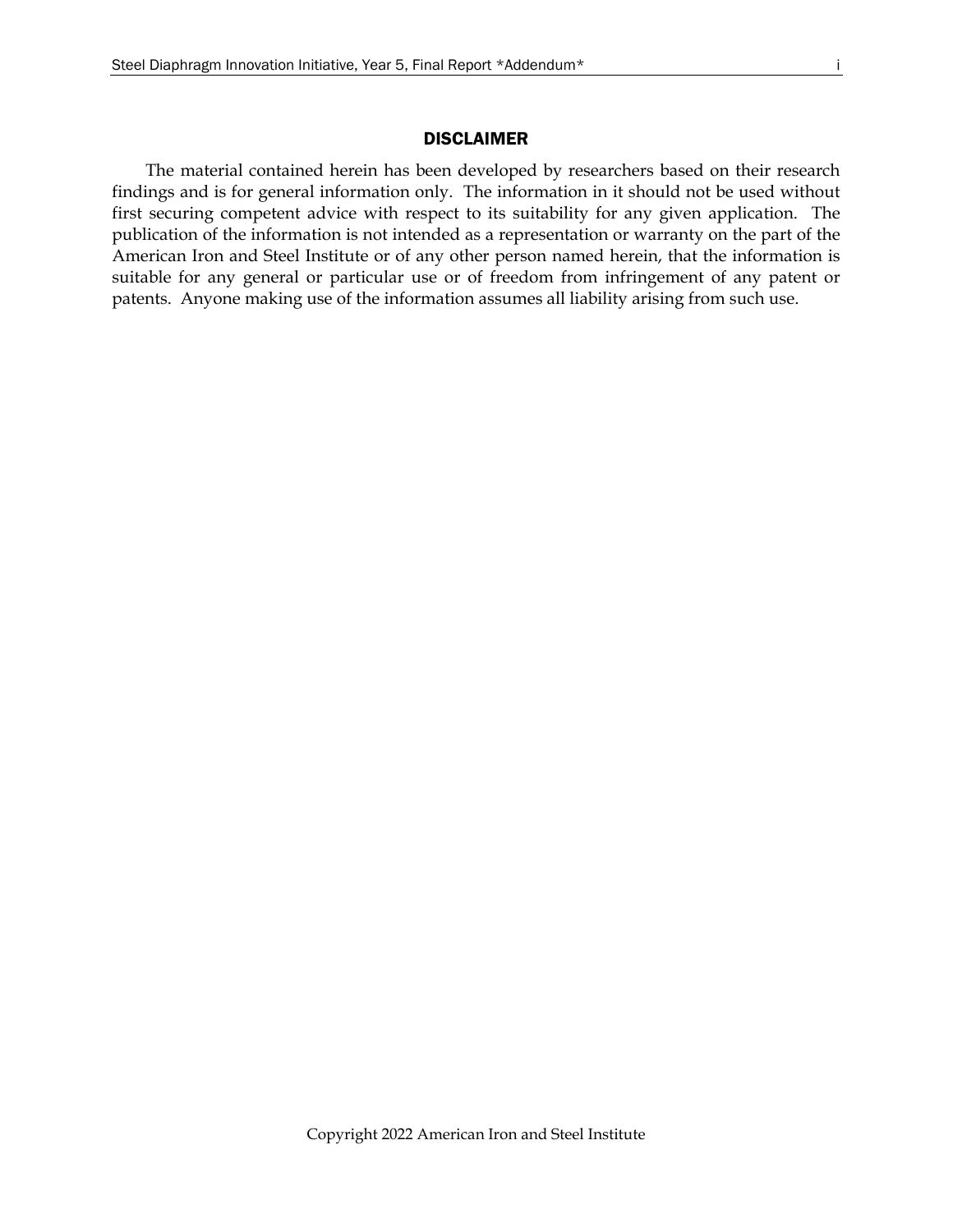## DISCLAIMER

The material contained herein has been developed by researchers based on their research findings and is for general information only. The information in it should not be used without first securing competent advice with respect to its suitability for any given application. The publication of the information is not intended as a representation or warranty on the part of the American Iron and Steel Institute or of any other person named herein, that the information is suitable for any general or particular use or of freedom from infringement of any patent or patents. Anyone making use of the information assumes all liability arising from such use.

Copyright 2022 American Iron and Steel Institute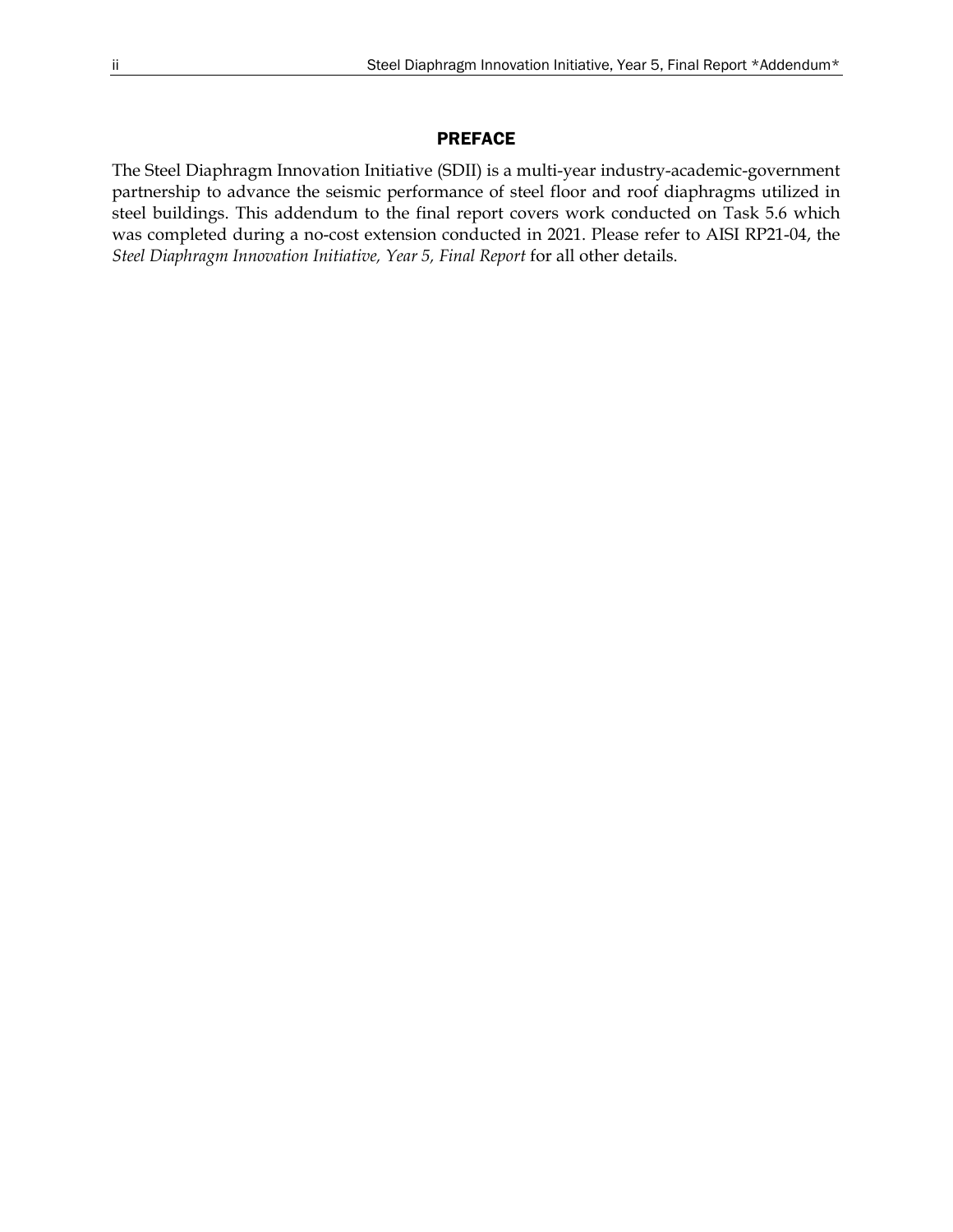## PREFACE

The Steel Diaphragm Innovation Initiative (SDII) is a multi-year industry-academic-government partnership to advance the seismic performance of steel floor and roof diaphragms utilized in steel buildings. This addendum to the final report covers work conducted on Task 5.6 which was completed during a no-cost extension conducted in 2021. Please refer to AISI RP21-04, the *Steel Diaphragm Innovation Initiative, Year 5, Final Report* for all other details.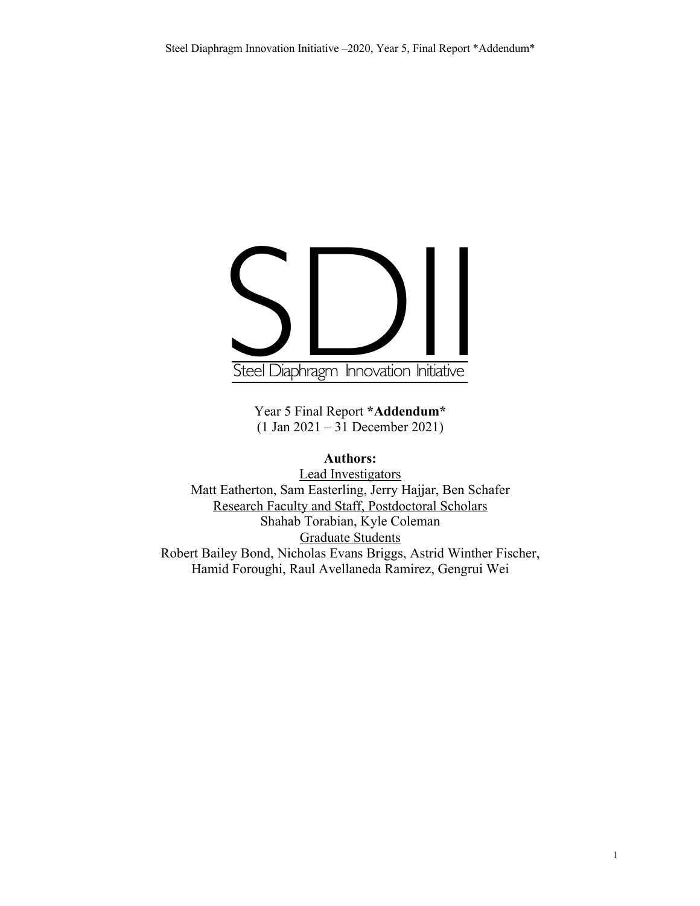# SDII

Steel Diaphragm Innovation Initiative

Year 5 Final Report ***Addendum***
(1 Jan 2021 – 31 December 2021)

**Authors:**

Lead Investigators

Matt Eatherton, Sam Easterling, Jerry Hajjar, Ben Schafer

Research Faculty and Staff, Postdoctoral Scholars

Shahab Torabian, Kyle Coleman

Graduate Students

Robert Bailey Bond, Nicholas Evans Briggs, Astrid Winther Fischer, Hamid Foroughi, Raul Avellaneda Ramirez, Gengrui Wei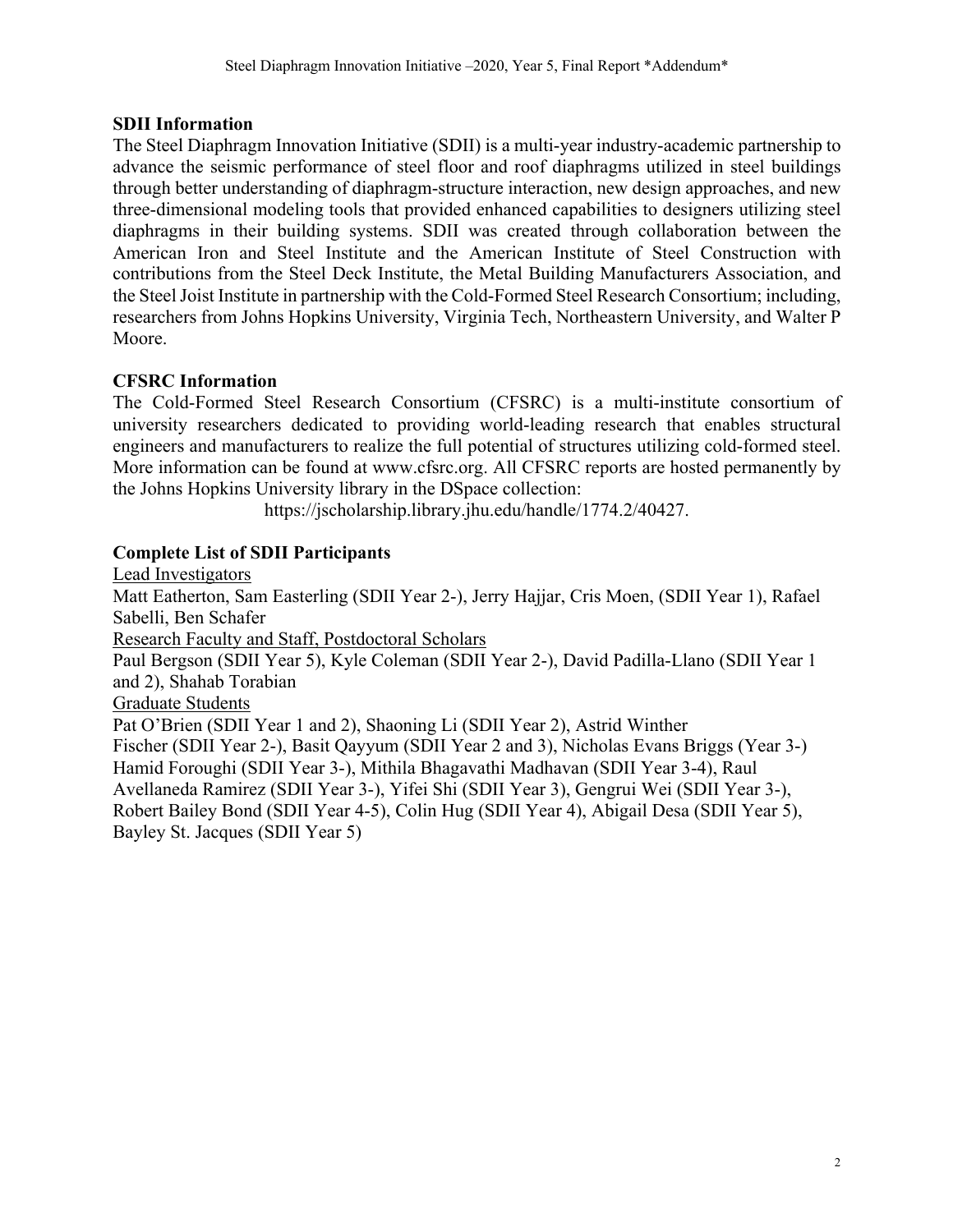## SDII Information

The Steel Diaphragm Innovation Initiative (SDII) is a multi-year industry-academic partnership to advance the seismic performance of steel floor and roof diaphragms utilized in steel buildings through better understanding of diaphragm-structure interaction, new design approaches, and new three-dimensional modeling tools that provided enhanced capabilities to designers utilizing steel diaphragms in their building systems. SDII was created through collaboration between the American Iron and Steel Institute and the American Institute of Steel Construction with contributions from the Steel Deck Institute, the Metal Building Manufacturers Association, and the Steel Joist Institute in partnership with the Cold-Formed Steel Research Consortium; including, researchers from Johns Hopkins University, Virginia Tech, Northeastern University, and Walter P Moore.

## CFSRC Information

The Cold-Formed Steel Research Consortium (CFSRC) is a multi-institute consortium of university researchers dedicated to providing world-leading research that enables structural engineers and manufacturers to realize the full potential of structures utilizing cold-formed steel. More information can be found at www.cfsrc.org. All CFSRC reports are hosted permanently by the Johns Hopkins University library in the DSpace collection:

https://jscholarship.library.jhu.edu/handle/1774.2/40427.

## Complete List of SDII Participants

Lead Investigators

Matt Eatherton, Sam Easterling (SDII Year 2-), Jerry Hajjar, Cris Moen, (SDII Year 1), Rafael Sabelli, Ben Schafer

Research Faculty and Staff, Postdoctoral Scholars

Paul Bergson (SDII Year 5), Kyle Coleman (SDII Year 2-), David Padilla-Llano (SDII Year 1 and 2), Shahab Torabian

Graduate Students

Pat O'Brien (SDII Year 1 and 2), Shaoning Li (SDII Year 2), Astrid Winther Fischer (SDII Year 2-), Basit Qayyum (SDII Year 2 and 3), Nicholas Evans Briggs (Year 3-) Hamid Foroughi (SDII Year 3-), Mithila Bhagavathi Madhavan (SDII Year 3-4), Raul Avellaneda Ramirez (SDII Year 3-), Yifei Shi (SDII Year 3), Gengrui Wei (SDII Year 3-), Robert Bailey Bond (SDII Year 4-5), Colin Hug (SDII Year 4), Abigail Desa (SDII Year 5), Bayley St. Jacques (SDII Year 5)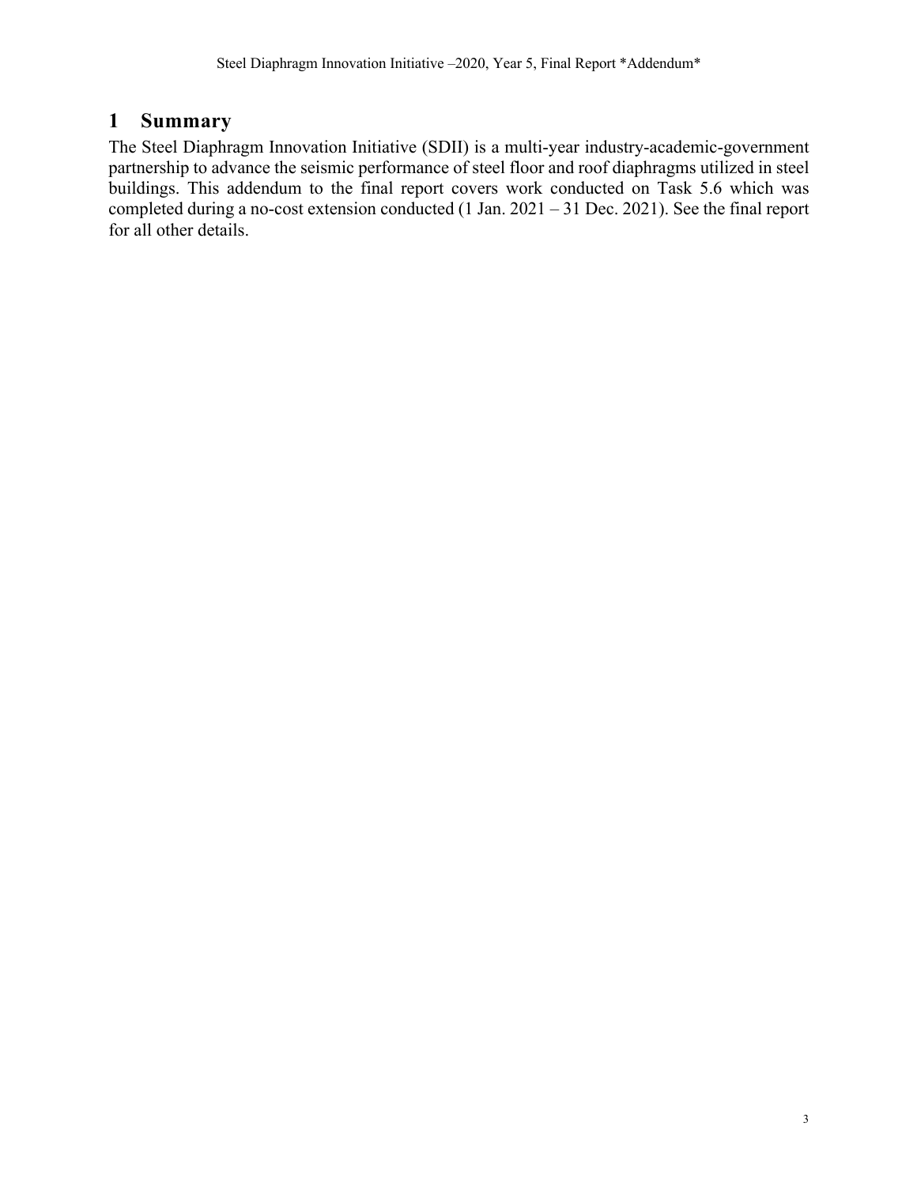# 1 Summary

The Steel Diaphragm Innovation Initiative (SDII) is a multi-year industry-academic-government partnership to advance the seismic performance of steel floor and roof diaphragms utilized in steel buildings. This addendum to the final report covers work conducted on Task 5.6 which was completed during a no-cost extension conducted (1 Jan. 2021 – 31 Dec. 2021). See the final report for all other details.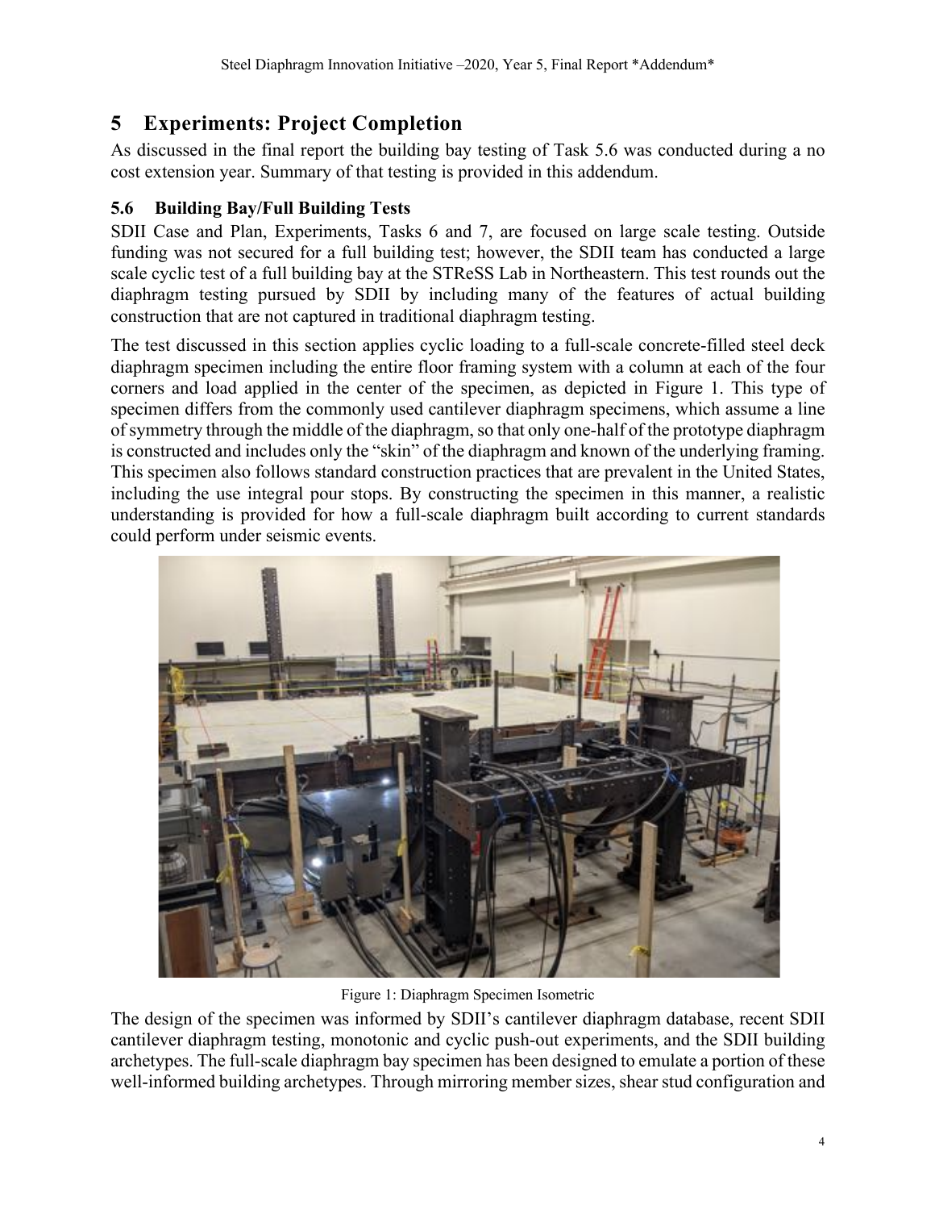# 5 Experiments: Project Completion

As discussed in the final report the building bay testing of Task 5.6 was conducted during a no cost extension year. Summary of that testing is provided in this addendum.

## 5.6 Building Bay/Full Building Tests

SDII Case and Plan, Experiments, Tasks 6 and 7, are focused on large scale testing. Outside funding was not secured for a full building test; however, the SDII team has conducted a large scale cyclic test of a full building bay at the STReSS Lab in Northeastern. This test rounds out the diaphragm testing pursued by SDII by including many of the features of actual building construction that are not captured in traditional diaphragm testing.

The test discussed in this section applies cyclic loading to a full-scale concrete-filled steel deck diaphragm specimen including the entire floor framing system with a column at each of the four corners and load applied in the center of the specimen, as depicted in Figure 1. This type of specimen differs from the commonly used cantilever diaphragm specimens, which assume a line of symmetry through the middle of the diaphragm, so that only one-half of the prototype diaphragm is constructed and includes only the "skin" of the diaphragm and known of the underlying framing. This specimen also follows standard construction practices that are prevalent in the United States, including the use integral pour stops. By constructing the specimen in this manner, a realistic understanding is provided for how a full-scale diaphragm built according to current standards could perform under seismic events.

Figure 1: Diaphragm Specimen Isometric

The design of the specimen was informed by SDII's cantilever diaphragm database, recent SDII cantilever diaphragm testing, monotonic and cyclic push-out experiments, and the SDII building archetypes. The full-scale diaphragm bay specimen has been designed to emulate a portion of these well-informed building archetypes. Through mirroring member sizes, shear stud configuration and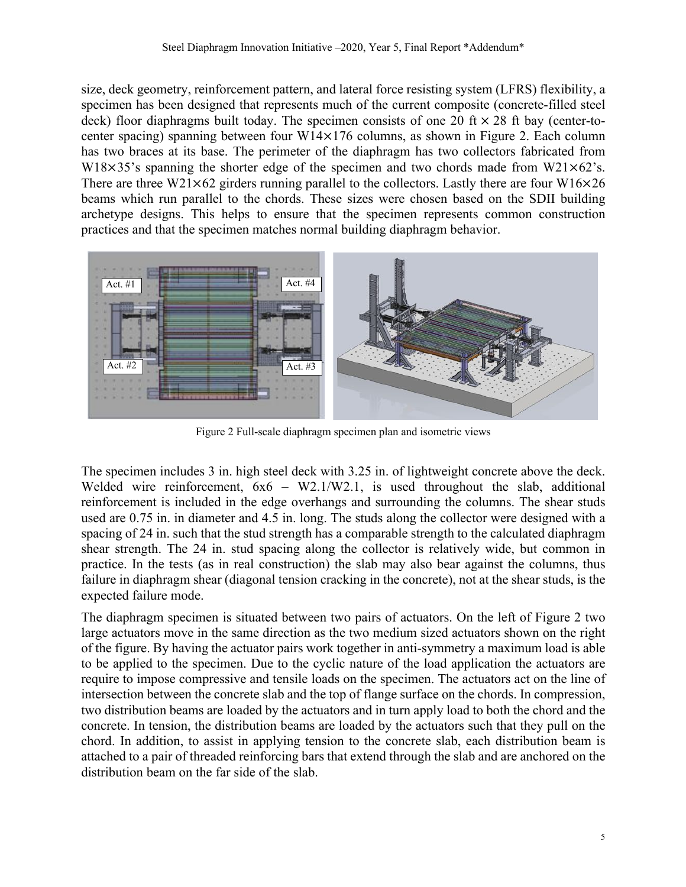size, deck geometry, reinforcement pattern, and lateral force resisting system (LFRS) flexibility, a specimen has been designed that represents much of the current composite (concrete-filled steel deck) floor diaphragms built today. The specimen consists of one 20 ft × 28 ft bay (center-to-center spacing) spanning between four W14×176 columns, as shown in Figure 2. Each column has two braces at its base. The perimeter of the diaphragm has two collectors fabricated from W18×35's spanning the shorter edge of the specimen and two chords made from W21×62's. There are three W21×62 girders running parallel to the collectors. Lastly there are four W16×26 beams which run parallel to the chords. These sizes were chosen based on the SDII building archetype designs. This helps to ensure that the specimen represents common construction practices and that the specimen matches normal building diaphragm behavior.

Figure 2 Full-scale diaphragm specimen plan and isometric views

The specimen includes 3 in. high steel deck with 3.25 in. of lightweight concrete above the deck. Welded wire reinforcement, 6x6 – W2.1/W2.1, is used throughout the slab, additional reinforcement is included in the edge overhangs and surrounding the columns. The shear studs used are 0.75 in. in diameter and 4.5 in. long. The studs along the collector were designed with a spacing of 24 in. such that the stud strength has a comparable strength to the calculated diaphragm shear strength. The 24 in. stud spacing along the collector is relatively wide, but common in practice. In the tests (as in real construction) the slab may also bear against the columns, thus failure in diaphragm shear (diagonal tension cracking in the concrete), not at the shear studs, is the expected failure mode.

The diaphragm specimen is situated between two pairs of actuators. On the left of Figure 2 two large actuators move in the same direction as the two medium sized actuators shown on the right of the figure. By having the actuator pairs work together in anti-symmetry a maximum load is able to be applied to the specimen. Due to the cyclic nature of the load application the actuators are require to impose compressive and tensile loads on the specimen. The actuators act on the line of intersection between the concrete slab and the top of flange surface on the chords. In compression, two distribution beams are loaded by the actuators and in turn apply load to both the chord and the concrete. In tension, the distribution beams are loaded by the actuators such that they pull on the chord. In addition, to assist in applying tension to the concrete slab, each distribution beam is attached to a pair of threaded reinforcing bars that extend through the slab and are anchored on the distribution beam on the far side of the slab.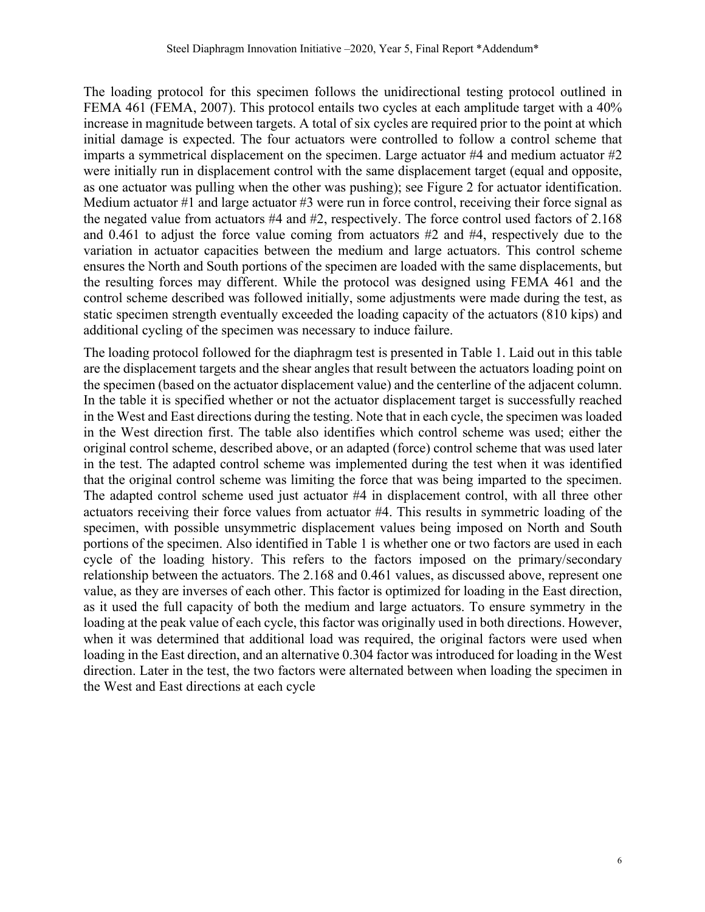The loading protocol for this specimen follows the unidirectional testing protocol outlined in FEMA 461 (FEMA, 2007). This protocol entails two cycles at each amplitude target with a 40% increase in magnitude between targets. A total of six cycles are required prior to the point at which initial damage is expected. The four actuators were controlled to follow a control scheme that imparts a symmetrical displacement on the specimen. Large actuator #4 and medium actuator #2 were initially run in displacement control with the same displacement target (equal and opposite, as one actuator was pulling when the other was pushing); see Figure 2 for actuator identification. Medium actuator #1 and large actuator #3 were run in force control, receiving their force signal as the negated value from actuators #4 and #2, respectively. The force control used factors of 2.168 and 0.461 to adjust the force value coming from actuators #2 and #4, respectively due to the variation in actuator capacities between the medium and large actuators. This control scheme ensures the North and South portions of the specimen are loaded with the same displacements, but the resulting forces may different. While the protocol was designed using FEMA 461 and the control scheme described was followed initially, some adjustments were made during the test, as static specimen strength eventually exceeded the loading capacity of the actuators (810 kips) and additional cycling of the specimen was necessary to induce failure.

The loading protocol followed for the diaphragm test is presented in Table 1. Laid out in this table are the displacement targets and the shear angles that result between the actuators loading point on the specimen (based on the actuator displacement value) and the centerline of the adjacent column. In the table it is specified whether or not the actuator displacement target is successfully reached in the West and East directions during the testing. Note that in each cycle, the specimen was loaded in the West direction first. The table also identifies which control scheme was used; either the original control scheme, described above, or an adapted (force) control scheme that was used later in the test. The adapted control scheme was implemented during the test when it was identified that the original control scheme was limiting the force that was being imparted to the specimen. The adapted control scheme used just actuator #4 in displacement control, with all three other actuators receiving their force values from actuator #4. This results in symmetric loading of the specimen, with possible unsymmetric displacement values being imposed on North and South portions of the specimen. Also identified in Table 1 is whether one or two factors are used in each cycle of the loading history. This refers to the factors imposed on the primary/secondary relationship between the actuators. The 2.168 and 0.461 values, as discussed above, represent one value, as they are inverses of each other. This factor is optimized for loading in the East direction, as it used the full capacity of both the medium and large actuators. To ensure symmetry in the loading at the peak value of each cycle, this factor was originally used in both directions. However, when it was determined that additional load was required, the original factors were used when loading in the East direction, and an alternative 0.304 factor was introduced for loading in the West direction. Later in the test, the two factors were alternated between when loading the specimen in the West and East directions at each cycle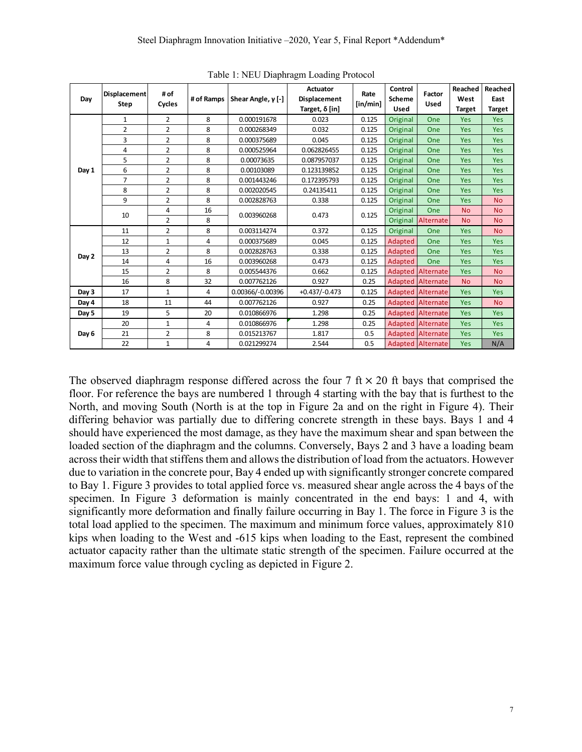Table 1: NEU Diaphragm Loading Protocol

| Day | Displacement Step | # of Cycles | # of Ramps | Shear Angle, γ [-] | Actuator Displacement Target, δ [in] | Rate [in/min] | Control Scheme Used | Factor Used | Reached West Target | Reached East Target |
|---|---|---|---|---|---|---|---|---|---|---|
| Day 1 | 1 | 2 | 8 | 0.000191678 | 0.023 | 0.125 | Original | One | Yes | Yes |
| | 2 | 2 | 8 | 0.000268349 | 0.032 | 0.125 | Original | One | Yes | Yes |
| | 3 | 2 | 8 | 0.000375689 | 0.045 | 0.125 | Original | One | Yes | Yes |
| | 4 | 2 | 8 | 0.000525964 | 0.062826455 | 0.125 | Original | One | Yes | Yes |
| | 5 | 2 | 8 | 0.00073635 | 0.087957037 | 0.125 | Original | One | Yes | Yes |
| | 6 | 2 | 8 | 0.00103089 | 0.123139852 | 0.125 | Original | One | Yes | Yes |
| | 7 | 2 | 8 | 0.001443246 | 0.172395793 | 0.125 | Original | One | Yes | Yes |
| | 8 | 2 | 8 | 0.002020545 | 0.24135411 | 0.125 | Original | One | Yes | Yes |
| | 9 | 2 | 8 | 0.002828763 | 0.338 | 0.125 | Original | One | Yes | No |
| | 10 | 4 | 16 | 0.003960268 | 0.473 | 0.125 | Original | One | No | No |
| | | 2 | 8 | | | | Original | Alternate | No | No |
| Day 2 | 11 | 2 | 8 | 0.003114274 | 0.372 | 0.125 | Original | One | Yes | No |
| | 12 | 1 | 4 | 0.000375689 | 0.045 | 0.125 | Adapted | One | Yes | Yes |
| | 13 | 2 | 8 | 0.002828763 | 0.338 | 0.125 | Adapted | One | Yes | Yes |
| | 14 | 4 | 16 | 0.003960268 | 0.473 | 0.125 | Adapted | One | Yes | Yes |
| | 15 | 2 | 8 | 0.005544376 | 0.662 | 0.125 | Adapted | Alternate | Yes | No |
| | 16 | 8 | 32 | 0.007762126 | 0.927 | 0.25 | Adapted | Alternate | No | No |
| Day 3 | 17 | 1 | 4 | 0.00366/-0.00396 | +0.437/-0.473 | 0.125 | Adapted | Alternate | Yes | Yes |
| Day 4 | 18 | 11 | 44 | 0.007762126 | 0.927 | 0.25 | Adapted | Alternate | Yes | No |
| Day 5 | 19 | 5 | 20 | 0.010866976 | 1.298 | 0.25 | Adapted | Alternate | Yes | Yes |
| Day 6 | 20 | 1 | 4 | 0.010866976 | 1.298 | 0.25 | Adapted | Alternate | Yes | Yes |
| | 21 | 2 | 8 | 0.015213767 | 1.817 | 0.5 | Adapted | Alternate | Yes | Yes |
| | 22 | 1 | 4 | 0.021299274 | 2.544 | 0.5 | Adapted | Alternate | Yes | N/A |

The observed diaphragm response differed across the four 7 ft × 20 ft bays that comprised the floor. For reference the bays are numbered 1 through 4 starting with the bay that is furthest to the North, and moving South (North is at the top in Figure 2a and on the right in Figure 4). Their differing behavior was partially due to differing concrete strength in these bays. Bays 1 and 4 should have experienced the most damage, as they have the maximum shear and span between the loaded section of the diaphragm and the columns. Conversely, Bays 2 and 3 have a loading beam across their width that stiffens them and allows the distribution of load from the actuators. However due to variation in the concrete pour, Bay 4 ended up with significantly stronger concrete compared to Bay 1. Figure 3 provides to total applied force vs. measured shear angle across the 4 bays of the specimen. In Figure 3 deformation is mainly concentrated in the end bays: 1 and 4, with significantly more deformation and finally failure occurring in Bay 1. The force in Figure 3 is the total load applied to the specimen. The maximum and minimum force values, approximately 810 kips when loading to the West and -615 kips when loading to the East, represent the combined actuator capacity rather than the ultimate static strength of the specimen. Failure occurred at the maximum force value through cycling as depicted in Figure 2.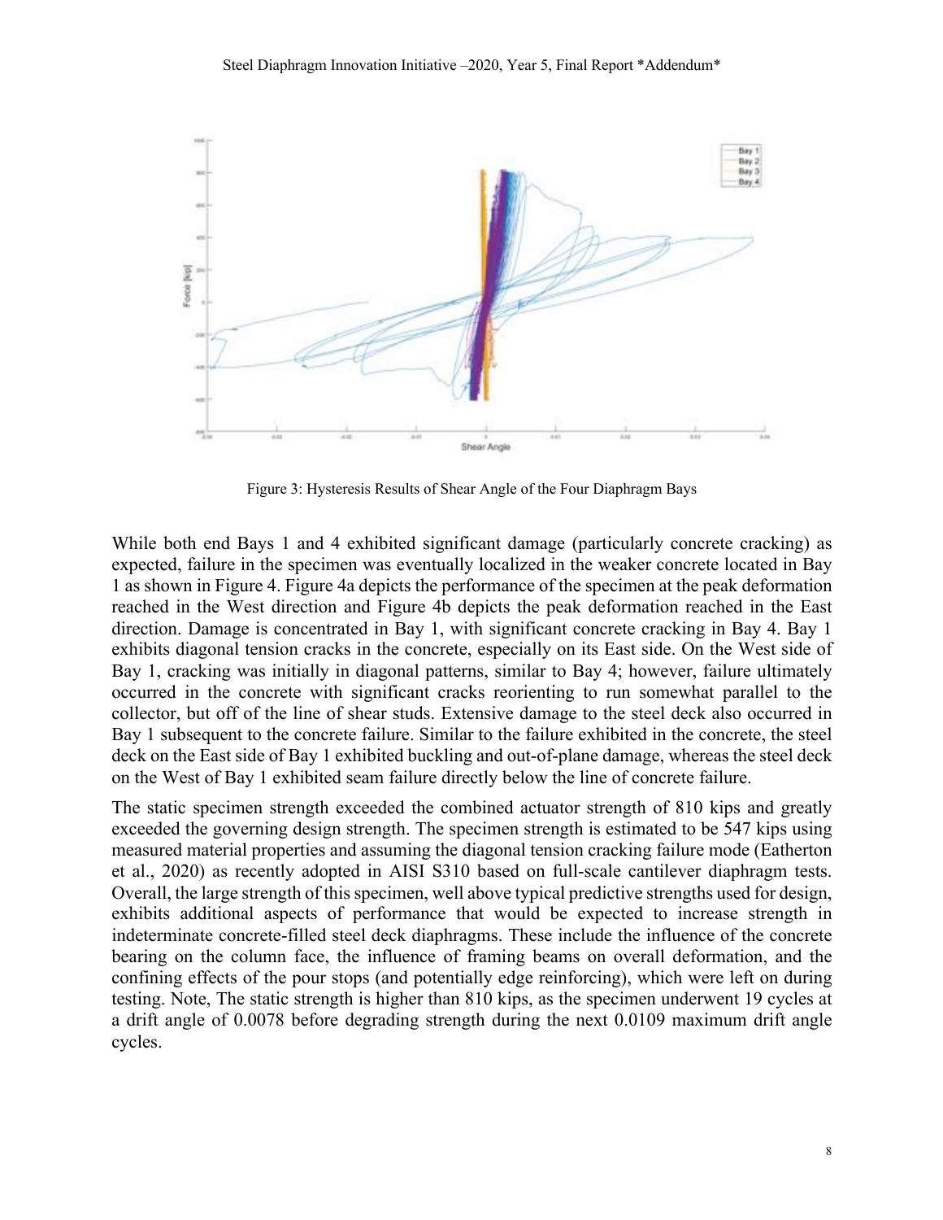Figure 3: Hysteresis Results of Shear Angle of the Four Diaphragm Bays

While both end Bays 1 and 4 exhibited significant damage (particularly concrete cracking) as expected, failure in the specimen was eventually localized in the weaker concrete located in Bay 1 as shown in Figure 4. Figure 4a depicts the performance of the specimen at the peak deformation reached in the West direction and Figure 4b depicts the peak deformation reached in the East direction. Damage is concentrated in Bay 1, with significant concrete cracking in Bay 4. Bay 1 exhibits diagonal tension cracks in the concrete, especially on its East side. On the West side of Bay 1, cracking was initially in diagonal patterns, similar to Bay 4; however, failure ultimately occurred in the concrete with significant cracks reorienting to run somewhat parallel to the collector, but off of the line of shear studs. Extensive damage to the steel deck also occurred in Bay 1 subsequent to the concrete failure. Similar to the failure exhibited in the concrete, the steel deck on the East side of Bay 1 exhibited buckling and out-of-plane damage, whereas the steel deck on the West of Bay 1 exhibited seam failure directly below the line of concrete failure.

The static specimen strength exceeded the combined actuator strength of 810 kips and greatly exceeded the governing design strength. The specimen strength is estimated to be 547 kips using measured material properties and assuming the diagonal tension cracking failure mode (Eatherton et al., 2020) as recently adopted in AISI S310 based on full-scale cantilever diaphragm tests. Overall, the large strength of this specimen, well above typical predictive strengths used for design, exhibits additional aspects of performance that would be expected to increase strength in indeterminate concrete-filled steel deck diaphragms. These include the influence of the concrete bearing on the column face, the influence of framing beams on overall deformation, and the confining effects of the pour stops (and potentially edge reinforcing), which were left on during testing. Note, The static strength is higher than 810 kips, as the specimen underwent 19 cycles at a drift angle of 0.0078 before degrading strength during the next 0.0109 maximum drift angle cycles.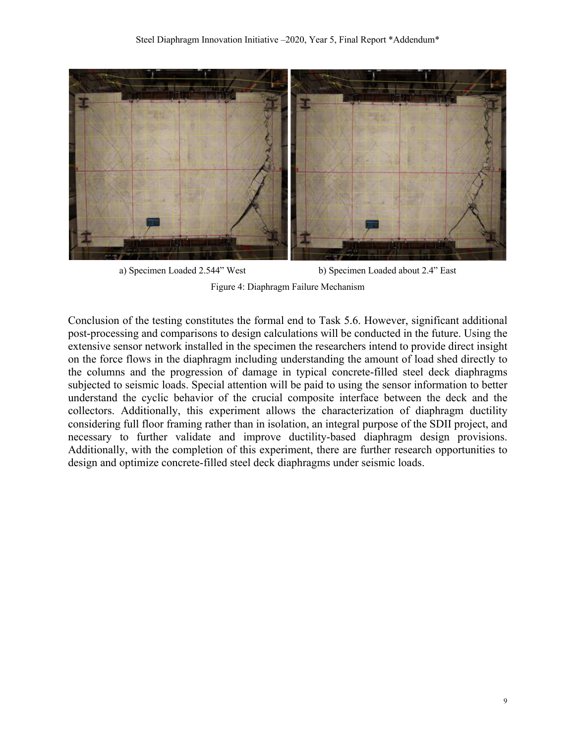a) Specimen Loaded 2.544” West

b) Specimen Loaded about 2.4” East

Figure 4: Diaphragm Failure Mechanism

Conclusion of the testing constitutes the formal end to Task 5.6. However, significant additional post-processing and comparisons to design calculations will be conducted in the future. Using the extensive sensor network installed in the specimen the researchers intend to provide direct insight on the force flows in the diaphragm including understanding the amount of load shed directly to the columns and the progression of damage in typical concrete-filled steel deck diaphragms subjected to seismic loads. Special attention will be paid to using the sensor information to better understand the cyclic behavior of the crucial composite interface between the deck and the collectors. Additionally, this experiment allows the characterization of diaphragm ductility considering full floor framing rather than in isolation, an integral purpose of the SDII project, and necessary to further validate and improve ductility-based diaphragm design provisions. Additionally, with the completion of this experiment, there are further research opportunities to design and optimize concrete-filled steel deck diaphragms under seismic loads.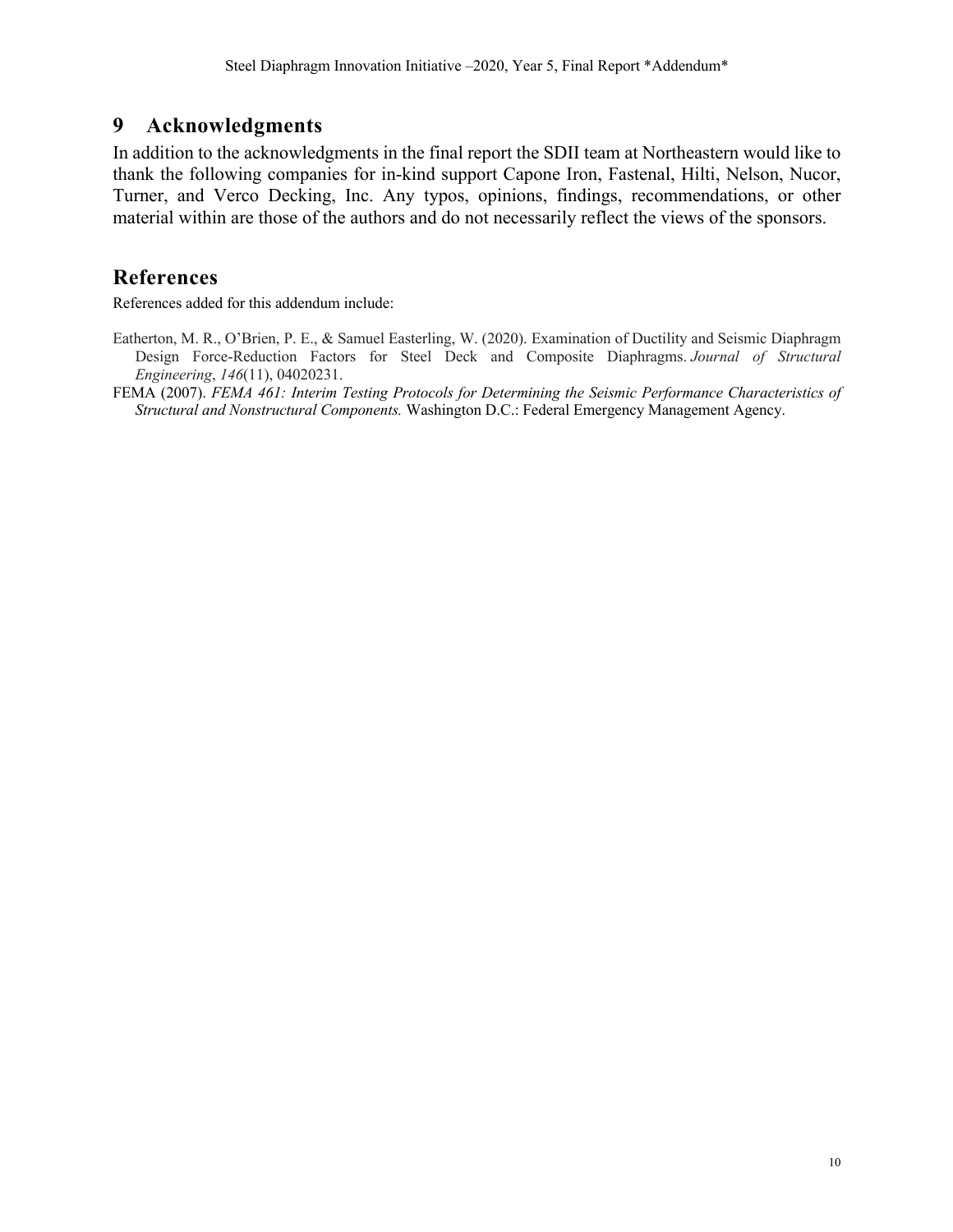# 9 Acknowledgments

In addition to the acknowledgments in the final report the SDII team at Northeastern would like to thank the following companies for in-kind support Capone Iron, Fastenal, Hilti, Nelson, Nucor, Turner, and Verco Decking, Inc. Any typos, opinions, findings, recommendations, or other material within are those of the authors and do not necessarily reflect the views of the sponsors.

# References

References added for this addendum include:

Eatherton, M. R., O'Brien, P. E., & Samuel Easterling, W. (2020). Examination of Ductility and Seismic Diaphragm Design Force-Reduction Factors for Steel Deck and Composite Diaphragms. *Journal of Structural Engineering*, *146*(11), 04020231.

FEMA (2007). *FEMA 461: Interim Testing Protocols for Determining the Seismic Performance Characteristics of Structural and Nonstructural Components.* Washington D.C.: Federal Emergency Management Agency.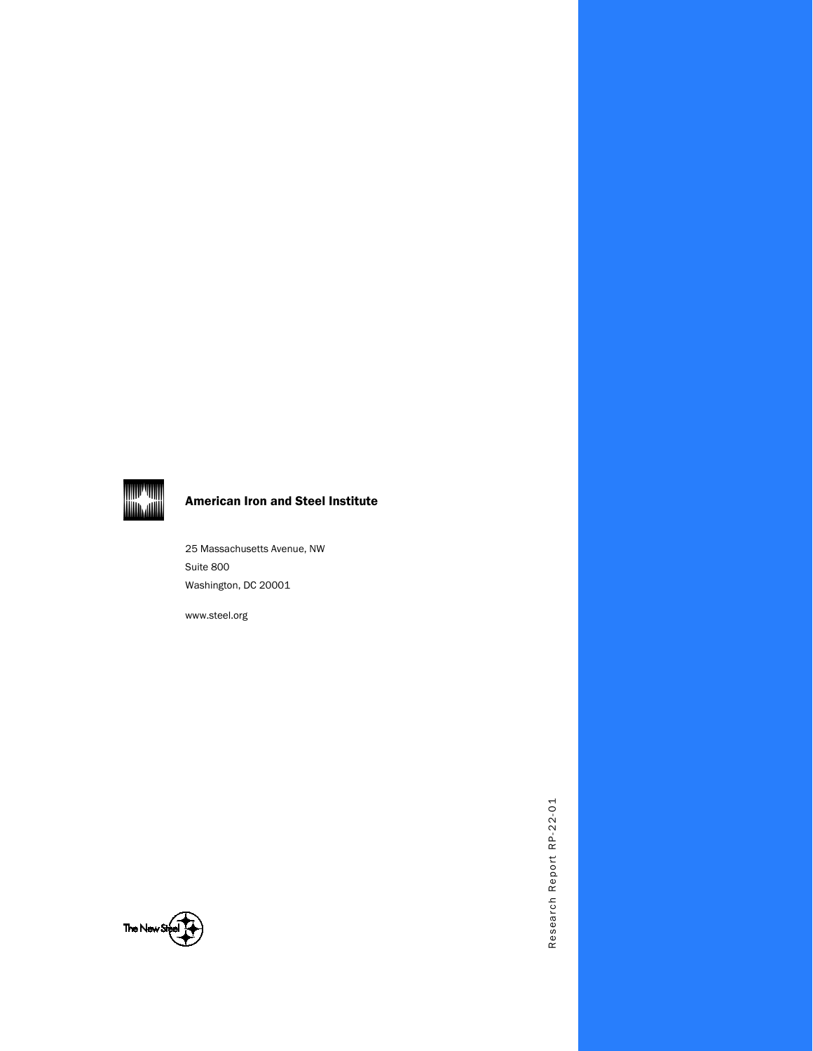**American Iron and Steel Institute**

25 Massachusetts Avenue, NW
Suite 800
Washington, DC 20001

www.steel.org

Research Report RP-22-01